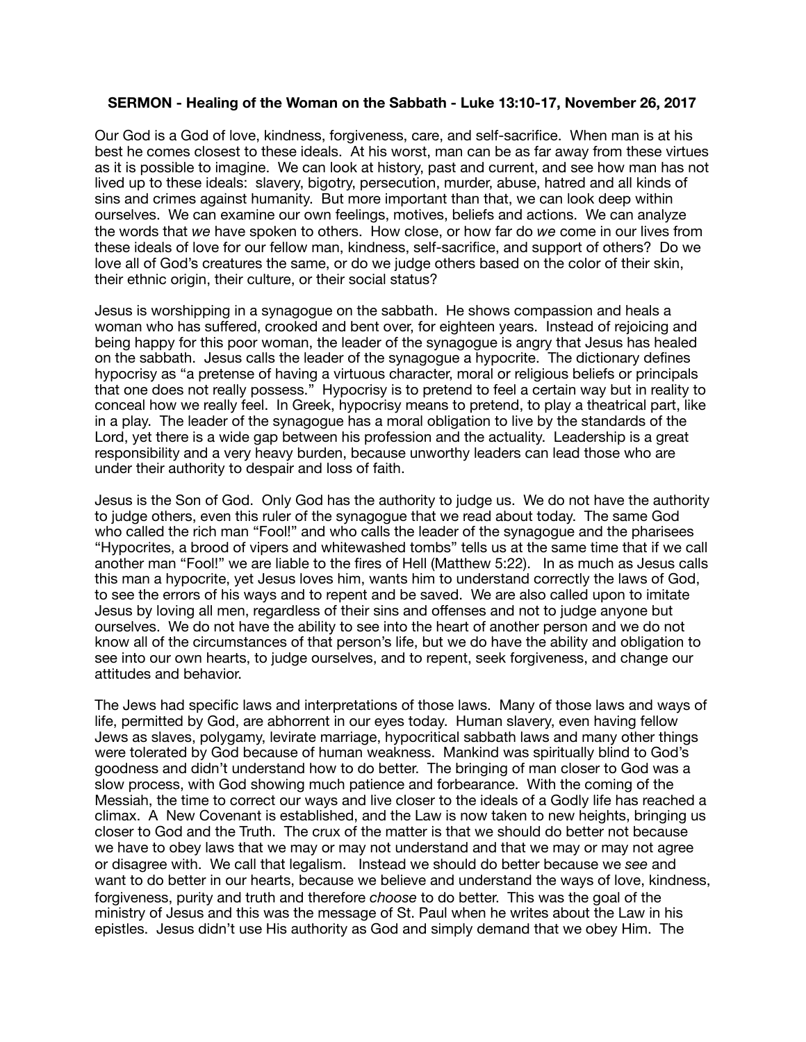**SERMON - Healing of the Woman on the Sabbath - Luke 13:10-17, November 26, 2017**

Our God is a God of love, kindness, forgiveness, care, and self-sacrifice. When man is at his best he comes closest to these ideals. At his worst, man can be as far away from these virtues as it is possible to imagine. We can look at history, past and current, and see how man has not lived up to these ideals: slavery, bigotry, persecution, murder, abuse, hatred and all kinds of sins and crimes against humanity. But more important than that, we can look deep within ourselves. We can examine our own feelings, motives, beliefs and actions. We can analyze the words that *we* have spoken to others. How close, or how far do *we* come in our lives from these ideals of love for our fellow man, kindness, self-sacrifice, and support of others? Do we love all of God's creatures the same, or do we judge others based on the color of their skin, their ethnic origin, their culture, or their social status?

Jesus is worshipping in a synagogue on the sabbath. He shows compassion and heals a woman who has suffered, crooked and bent over, for eighteen years. Instead of rejoicing and being happy for this poor woman, the leader of the synagogue is angry that Jesus has healed on the sabbath. Jesus calls the leader of the synagogue a hypocrite. The dictionary defines hypocrisy as "a pretense of having a virtuous character, moral or religious beliefs or principals that one does not really possess." Hypocrisy is to pretend to feel a certain way but in reality to conceal how we really feel. In Greek, hypocrisy means to pretend, to play a theatrical part, like in a play. The leader of the synagogue has a moral obligation to live by the standards of the Lord, yet there is a wide gap between his profession and the actuality. Leadership is a great responsibility and a very heavy burden, because unworthy leaders can lead those who are under their authority to despair and loss of faith.

Jesus is the Son of God. Only God has the authority to judge us. We do not have the authority to judge others, even this ruler of the synagogue that we read about today. The same God who called the rich man "Fool!" and who calls the leader of the synagogue and the pharisees "Hypocrites, a brood of vipers and whitewashed tombs" tells us at the same time that if we call another man "Fool!" we are liable to the fires of Hell (Matthew 5:22). In as much as Jesus calls this man a hypocrite, yet Jesus loves him, wants him to understand correctly the laws of God, to see the errors of his ways and to repent and be saved. We are also called upon to imitate Jesus by loving all men, regardless of their sins and offenses and not to judge anyone but ourselves. We do not have the ability to see into the heart of another person and we do not know all of the circumstances of that person's life, but we do have the ability and obligation to see into our own hearts, to judge ourselves, and to repent, seek forgiveness, and change our attitudes and behavior.

The Jews had specific laws and interpretations of those laws. Many of those laws and ways of life, permitted by God, are abhorrent in our eyes today. Human slavery, even having fellow Jews as slaves, polygamy, levirate marriage, hypocritical sabbath laws and many other things were tolerated by God because of human weakness. Mankind was spiritually blind to God's goodness and didn't understand how to do better. The bringing of man closer to God was a slow process, with God showing much patience and forbearance. With the coming of the Messiah, the time to correct our ways and live closer to the ideals of a Godly life has reached a climax. A New Covenant is established, and the Law is now taken to new heights, bringing us closer to God and the Truth. The crux of the matter is that we should do better not because we have to obey laws that we may or may not understand and that we may or may not agree or disagree with. We call that legalism. Instead we should do better because we *see* and want to do better in our hearts, because we believe and understand the ways of love, kindness, forgiveness, purity and truth and therefore *choose* to do better. This was the goal of the ministry of Jesus and this was the message of St. Paul when he writes about the Law in his epistles. Jesus didn't use His authority as God and simply demand that we obey Him. The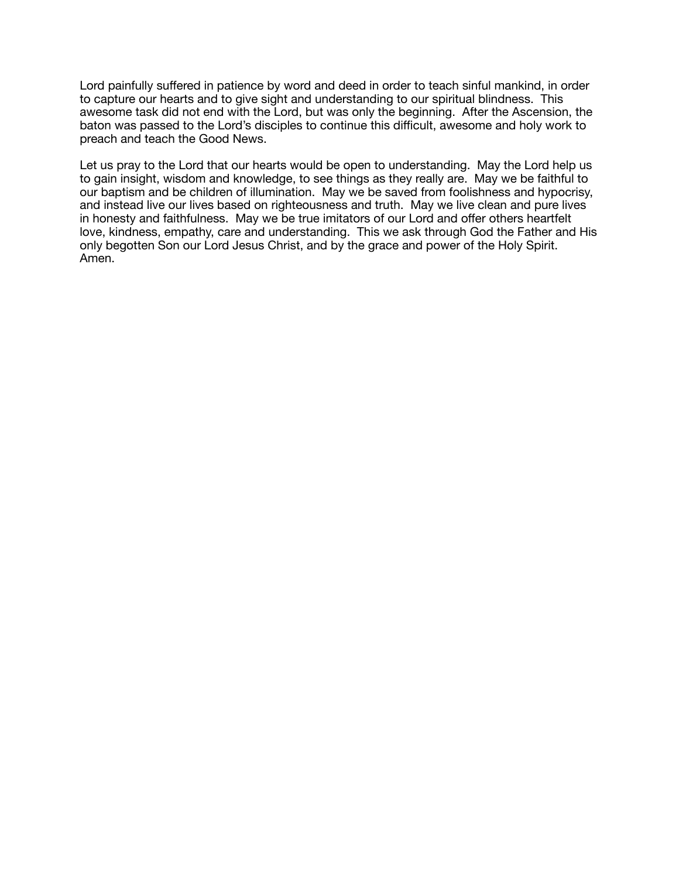Lord painfully suffered in patience by word and deed in order to teach sinful mankind, in order to capture our hearts and to give sight and understanding to our spiritual blindness. This awesome task did not end with the Lord, but was only the beginning. After the Ascension, the baton was passed to the Lord's disciples to continue this difficult, awesome and holy work to preach and teach the Good News.

Let us pray to the Lord that our hearts would be open to understanding. May the Lord help us to gain insight, wisdom and knowledge, to see things as they really are. May we be faithful to our baptism and be children of illumination. May we be saved from foolishness and hypocrisy, and instead live our lives based on righteousness and truth. May we live clean and pure lives in honesty and faithfulness. May we be true imitators of our Lord and offer others heartfelt love, kindness, empathy, care and understanding. This we ask through God the Father and His only begotten Son our Lord Jesus Christ, and by the grace and power of the Holy Spirit. Amen.